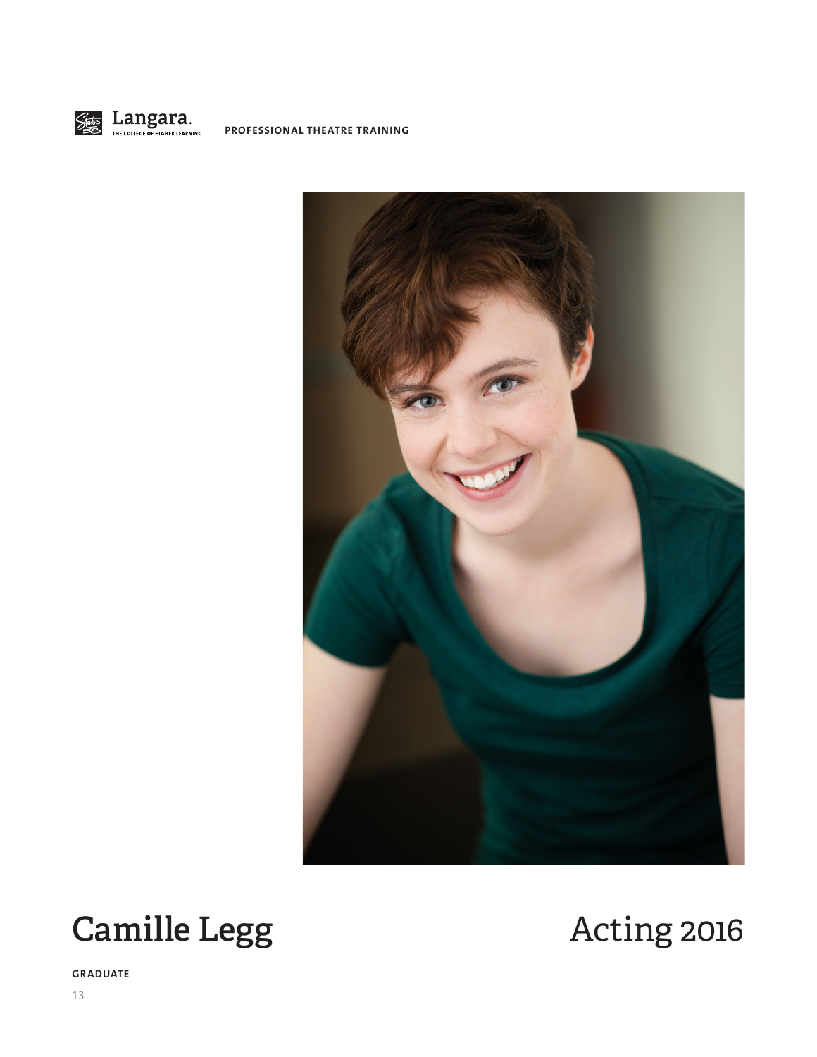Langara. THE COLLEGE OF HIGHER LEARNING. PROFESSIONAL THEATRE TRAINING

# Camille Legg

# Acting 2016

**GRADUATE**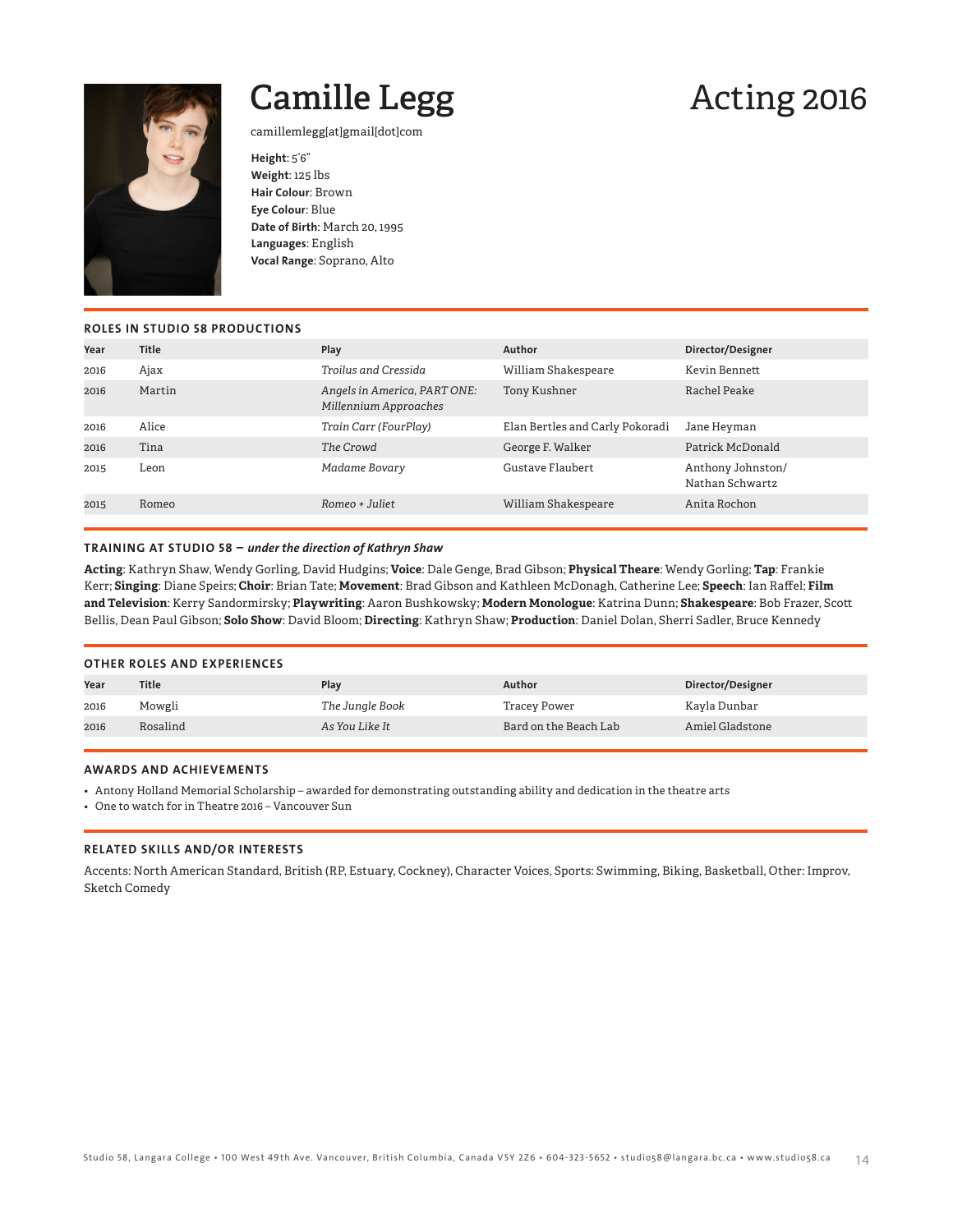# Camille Legg

# Acting 2016

camillemlegg[at]gmail[dot]com

**Height**: 5'6"
**Weight**: 125 lbs
**Hair Colour**: Brown
**Eye Colour**: Blue
**Date of Birth**: March 20, 1995
**Languages**: English
**Vocal Range**: Soprano, Alto

## ROLES IN STUDIO 58 PRODUCTIONS

| Year | Title | Play | Author | Director/Designer |
|---|---|---|---|---|
| 2016 | Ajax | *Troilus and Cressida* | William Shakespeare | Kevin Bennett |
| 2016 | Martin | *Angels in America, PART ONE: Millennium Approaches* | Tony Kushner | Rachel Peake |
| 2016 | Alice | *Train Carr (FourPlay)* | Elan Bertles and Carly Pokoradi | Jane Heyman |
| 2016 | Tina | *The Crowd* | George F. Walker | Patrick McDonald |
| 2015 | Leon | *Madame Bovary* | Gustave Flaubert | Anthony Johnston/ Nathan Schwartz |
| 2015 | Romeo | *Romeo + Juliet* | William Shakespeare | Anita Rochon |

## TRAINING AT STUDIO 58 – *under the direction of Kathryn Shaw*

**Acting**: Kathryn Shaw, Wendy Gorling, David Hudgins; **Voice**: Dale Genge, Brad Gibson; **Physical Theare**: Wendy Gorling; **Tap**: Frankie Kerr; **Singing**: Diane Speirs; **Choir**: Brian Tate; **Movement**: Brad Gibson and Kathleen McDonagh, Catherine Lee; **Speech**: Ian Raffel; **Film and Television**: Kerry Sandormirsky; **Playwriting**: Aaron Bushkowsky; **Modern Monologue**: Katrina Dunn; **Shakespeare**: Bob Frazer, Scott Bellis, Dean Paul Gibson; **Solo Show**: David Bloom; **Directing**: Kathryn Shaw; **Production**: Daniel Dolan, Sherri Sadler, Bruce Kennedy

## OTHER ROLES AND EXPERIENCES

| Year | Title | Play | Author | Director/Designer |
|---|---|---|---|---|
| 2016 | Mowgli | *The Jungle Book* | Tracey Power | Kayla Dunbar |
| 2016 | Rosalind | *As You Like It* | Bard on the Beach Lab | Amiel Gladstone |

## AWARDS AND ACHIEVEMENTS

- Antony Holland Memorial Scholarship – awarded for demonstrating outstanding ability and dedication in the theatre arts
- One to watch for in Theatre 2016 – Vancouver Sun

## RELATED SKILLS AND/OR INTERESTS

Accents: North American Standard, British (RP, Estuary, Cockney), Character Voices, Sports: Swimming, Biking, Basketball, Other: Improv, Sketch Comedy